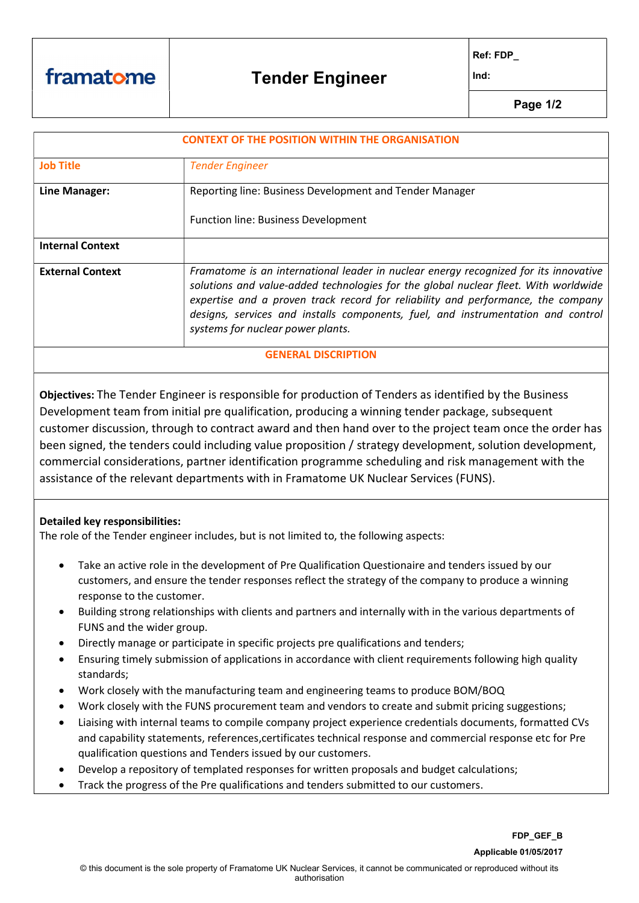| framatome | Tender Engineer | Ref: FDP_<br>Ind: |
|---|---|---|

| CONTEXT OF THE POSITION WITHIN THE ORGANISATION | |
|---|---|
| **Job Title** | *Tender Engineer* |
| **Line Manager:** | Reporting line: Business Development and Tender Manager<br><br>Function line: Business Development |
| **Internal Context** | |
| **External Context** | *Framatome is an international leader in nuclear energy recognized for its innovative solutions and value-added technologies for the global nuclear fleet. With worldwide expertise and a proven track record for reliability and performance, the company designs, services and installs components, fuel, and instrumentation and control systems for nuclear power plants.* |

## GENERAL DISCRIPTION

**Objectives:** The Tender Engineer is responsible for production of Tenders as identified by the Business Development team from initial pre qualification, producing a winning tender package, subsequent customer discussion, through to contract award and then hand over to the project team once the order has been signed, the tenders could including value proposition / strategy development, solution development, commercial considerations, partner identification programme scheduling and risk management with the assistance of the relevant departments with in Framatome UK Nuclear Services (FUNS).

**Detailed key responsibilities:**
The role of the Tender engineer includes, but is not limited to, the following aspects:

- Take an active role in the development of Pre Qualification Questionaire and tenders issued by our customers, and ensure the tender responses reflect the strategy of the company to produce a winning response to the customer.
- Building strong relationships with clients and partners and internally with in the various departments of FUNS and the wider group.
- Directly manage or participate in specific projects pre qualifications and tenders;
- Ensuring timely submission of applications in accordance with client requirements following high quality standards;
- Work closely with the manufacturing team and engineering teams to produce BOM/BOQ
- Work closely with the FUNS procurement team and vendors to create and submit pricing suggestions;
- Liaising with internal teams to compile company project experience credentials documents, formatted CVs and capability statements, references,certificates technical response and commercial response etc for Pre qualification questions and Tenders issued by our customers.
- Develop a repository of templated responses for written proposals and budget calculations;
- Track the progress of the Pre qualifications and tenders submitted to our customers.

FDP_GEF_B
Applicable 01/05/2017

© this document is the sole property of Framatome UK Nuclear Services, it cannot be communicated or reproduced without its authorisation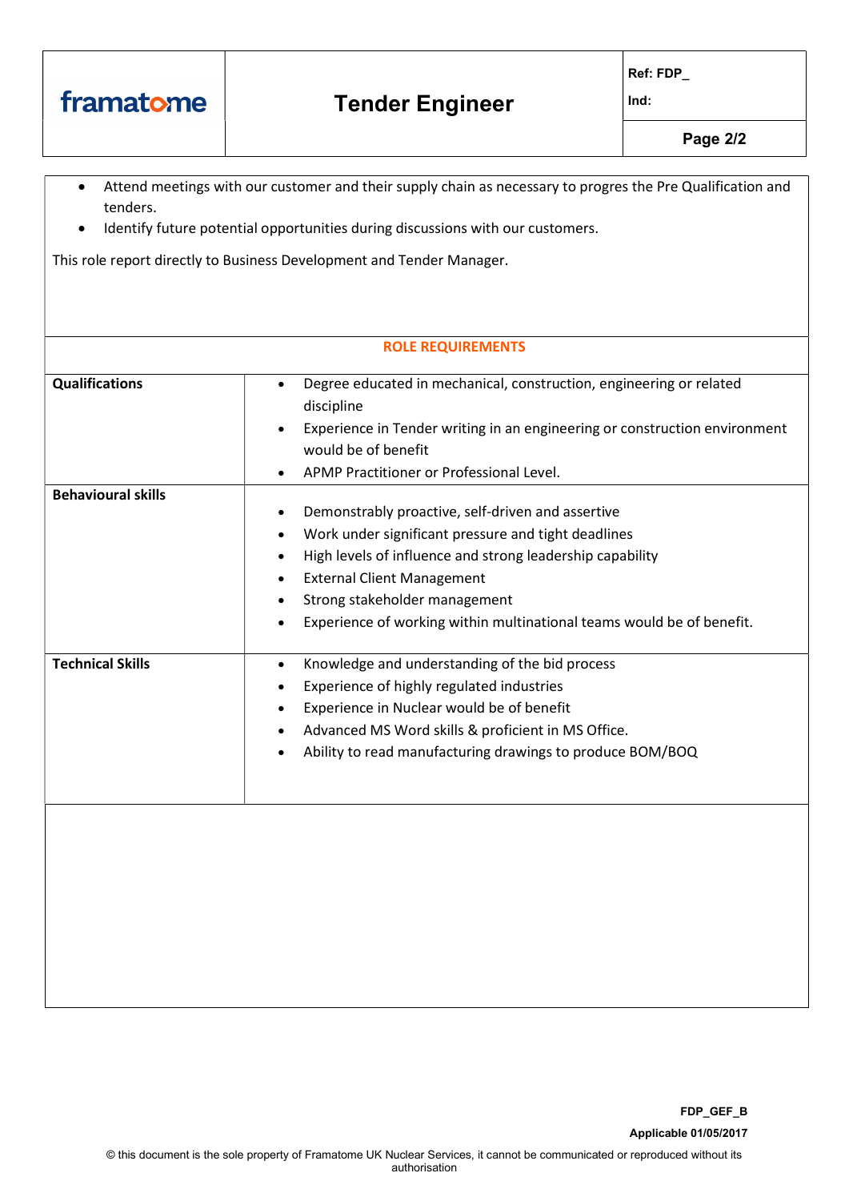- Attend meetings with our customer and their supply chain as necessary to progres the Pre Qualification and tenders.
- Identify future potential opportunities during discussions with our customers.

This role report directly to Business Development and Tender Manager.

## ROLE REQUIREMENTS

| | |
|---|---|
| **Qualifications** | • Degree educated in mechanical, construction, engineering or related discipline<br>• Experience in Tender writing in an engineering or construction environment would be of benefit<br>• APMP Practitioner or Professional Level. |
| **Behavioural skills** | • Demonstrably proactive, self-driven and assertive<br>• Work under significant pressure and tight deadlines<br>• High levels of influence and strong leadership capability<br>• External Client Management<br>• Strong stakeholder management<br>• Experience of working within multinational teams would be of benefit. |
| **Technical Skills** | • Knowledge and understanding of the bid process<br>• Experience of highly regulated industries<br>• Experience in Nuclear would be of benefit<br>• Advanced MS Word skills & proficient in MS Office.<br>• Ability to read manufacturing drawings to produce BOM/BOQ |

FDP_GEF_B

Applicable 01/05/2017

© this document is the sole property of Framatome UK Nuclear Services, it cannot be communicated or reproduced without its authorisation